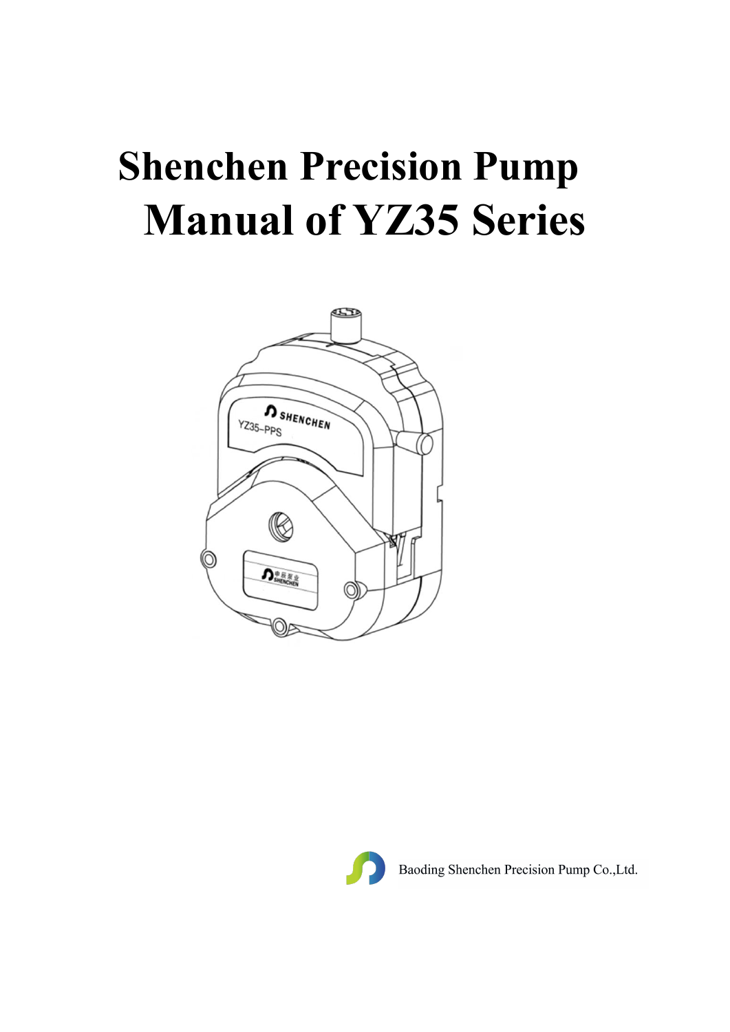# Shenchen Precision Pump
# Manual of YZ35 Series

Baoding Shenchen Precision Pump Co.,Ltd.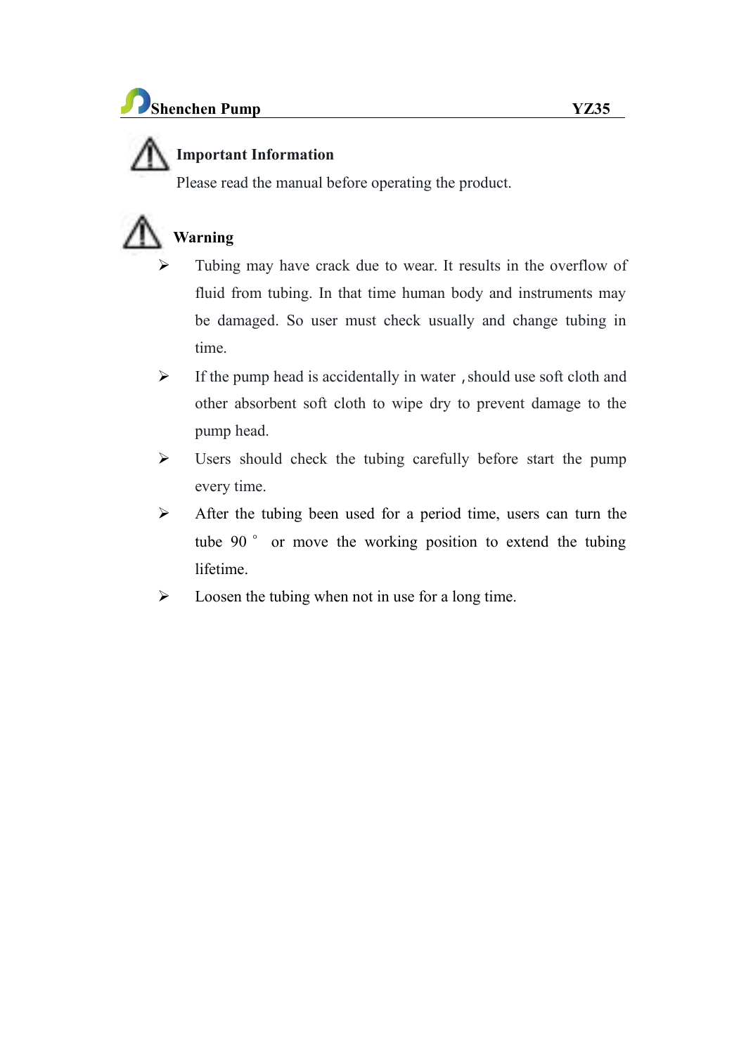## Important Information

Please read the manual before operating the product.

## Warning

- Tubing may have crack due to wear. It results in the overflow of fluid from tubing. In that time human body and instruments may be damaged. So user must check usually and change tubing in time.
- If the pump head is accidentally in water，should use soft cloth and other absorbent soft cloth to wipe dry to prevent damage to the pump head.
- Users should check the tubing carefully before start the pump every time.
- After the tubing been used for a period time, users can turn the tube 90° or move the working position to extend the tubing lifetime.
- Loosen the tubing when not in use for a long time.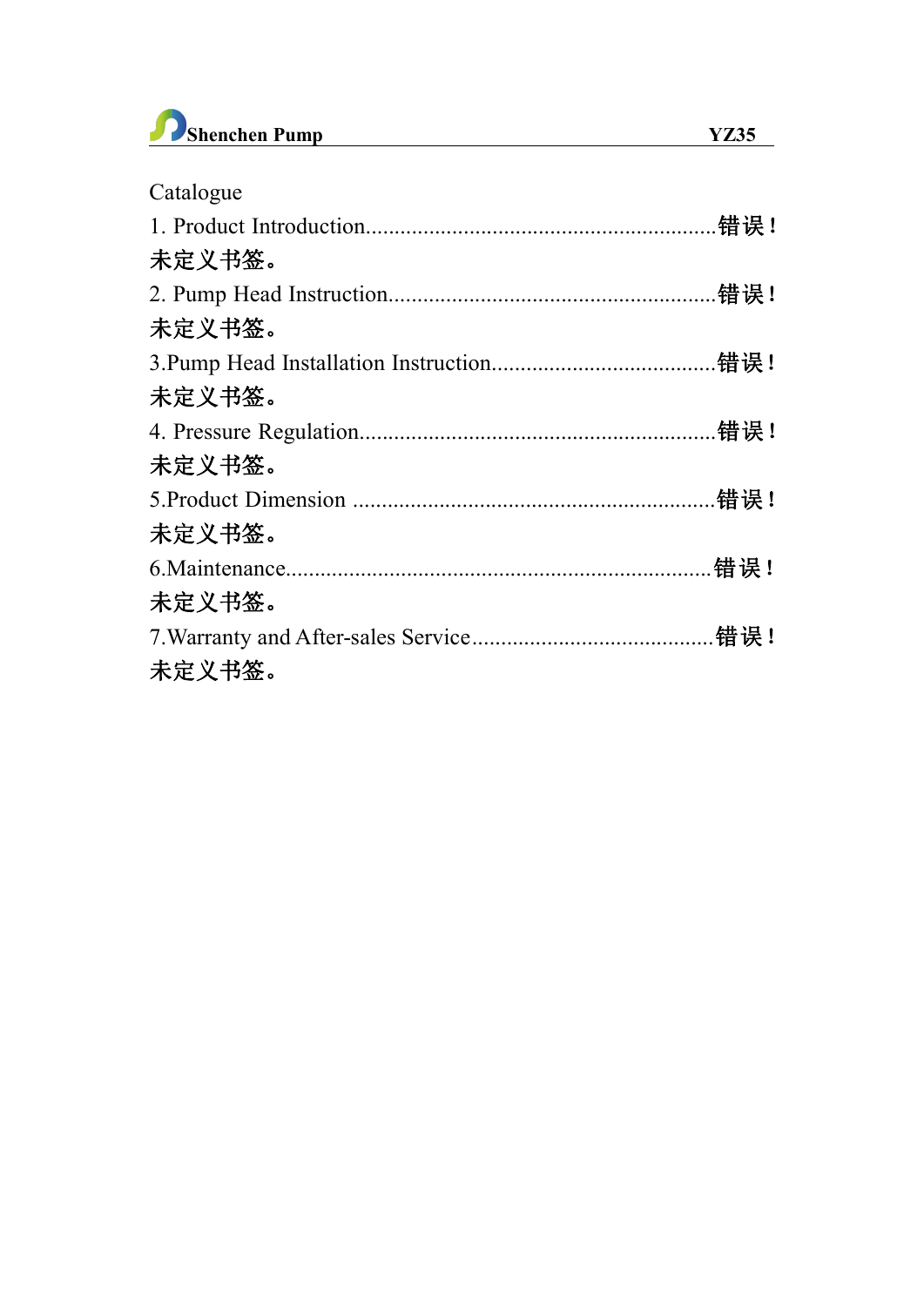Catalogue

1. Product Introduction............................................................错误！未定义书签。

2. Pump Head Instruction.........................................................错误！未定义书签。

3.Pump Head Installation Instruction.......................................错误！未定义书签。

4. Pressure Regulation..............................................................错误！未定义书签。

5.Product Dimension ..............................................................错误！未定义书签。

6.Maintenance.........................................................................错误！未定义书签。

7.Warranty and After-sales Service..........................................错误！未定义书签。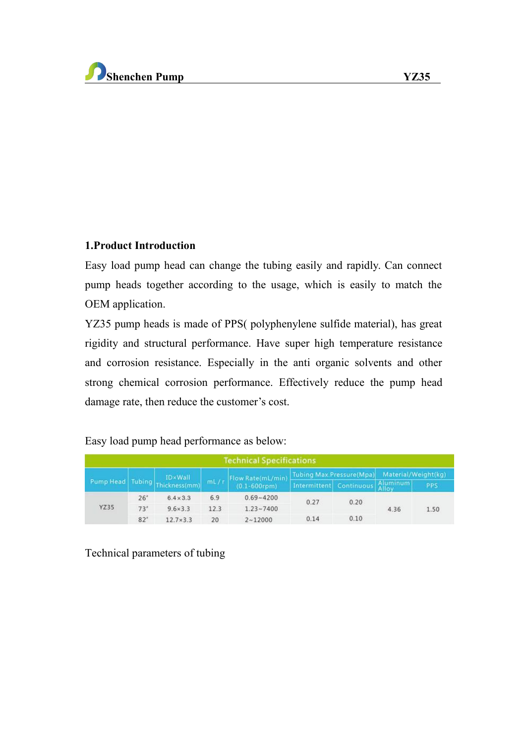## 1.Product Introduction

Easy load pump head can change the tubing easily and rapidly. Can connect pump heads together according to the usage, which is easily to match the OEM application.

YZ35 pump heads is made of PPS( polyphenylene sulfide material), has great rigidity and structural performance. Have super high temperature resistance and corrosion resistance. Especially in the anti organic solvents and other strong chemical corrosion performance. Effectively reduce the pump head damage rate, then reduce the customer's cost.

Easy load pump head performance as below:

| Technical Specifications | | | | | | | | |
|---|---|---|---|---|---|---|---|---|
| Pump Head | Tubing | ID×Wall Thickness(mm) | mL / r | Flow Rate(mL/min) (0.1-600rpm) | Tubing Max.Pressure(Mpa) | | Material/Weight(kg) | |
| | | | | | Intermittent | Continuous | Aluminum Alloy | PPS |
| YZ35 | 26# | 6.4×3.3 | 6.9 | 0.69~4200 | 0.27 | 0.20 | 4.36 | 1.50 |
| | 73# | 9.6×3.3 | 12.3 | 1.23~7400 | | | | |
| | 82# | 12.7×3.3 | 20 | 2~12000 | 0.14 | 0.10 | | |

Technical parameters of tubing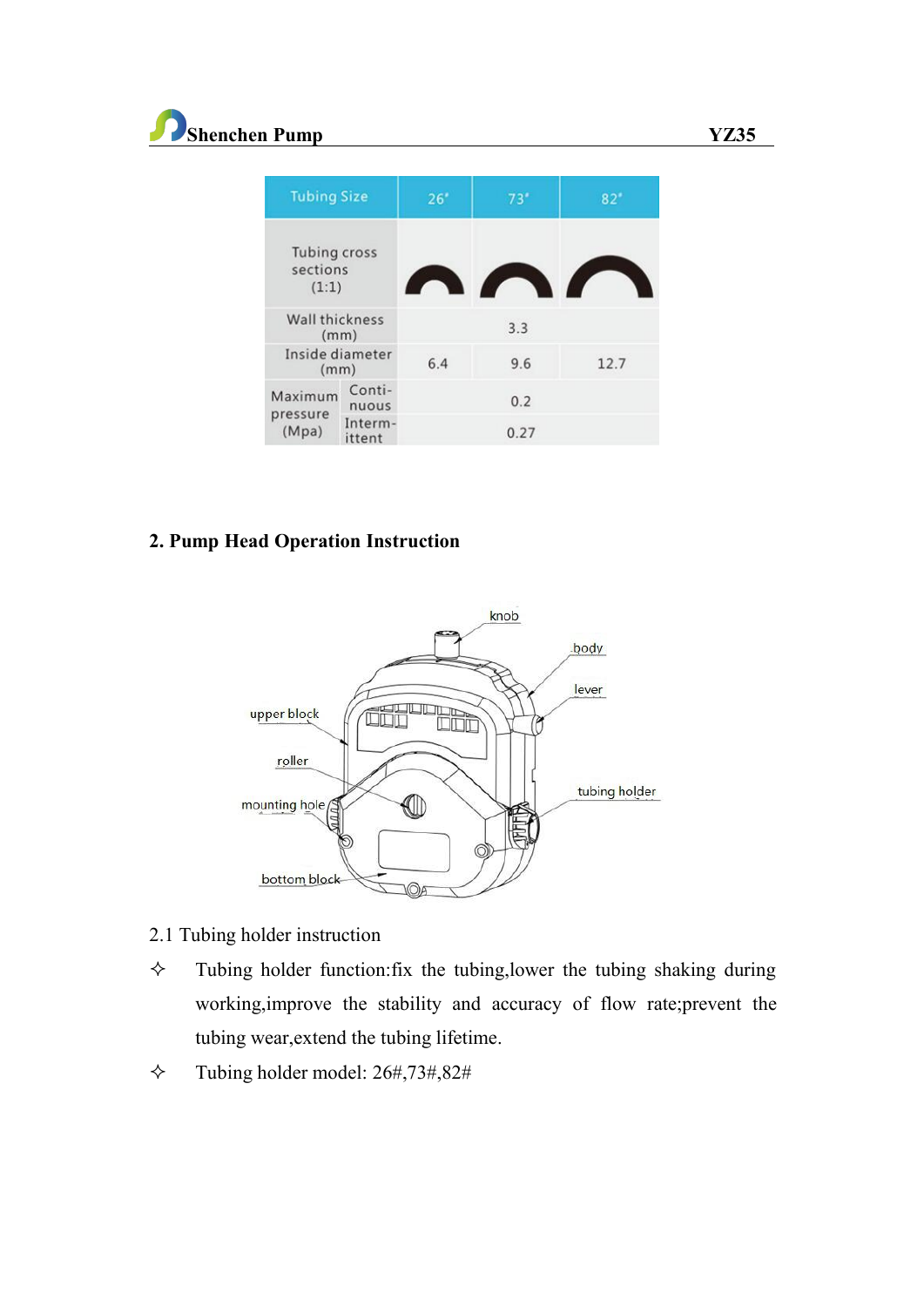| Tubing Size | | 26# | 73# | 82# |
|---|---|---|---|---|
| Tubing cross sections (1:1) | | | | |
| Wall thickness (mm) | | 3.3 | | |
| Inside diameter (mm) | | 6.4 | 9.6 | 12.7 |
| Maximum pressure (Mpa) | Continuous | 0.2 | | |
| | Intermittent | 0.27 | | |

## 2. Pump Head Operation Instruction

knob

body

lever

upper block

roller

mounting hole

tubing holder

bottom block

2.1 Tubing holder instruction

- ✧ Tubing holder function:fix the tubing,lower the tubing shaking during working,improve the stability and accuracy of flow rate;prevent the tubing wear,extend the tubing lifetime.
- ✧ Tubing holder model: 26#,73#,82#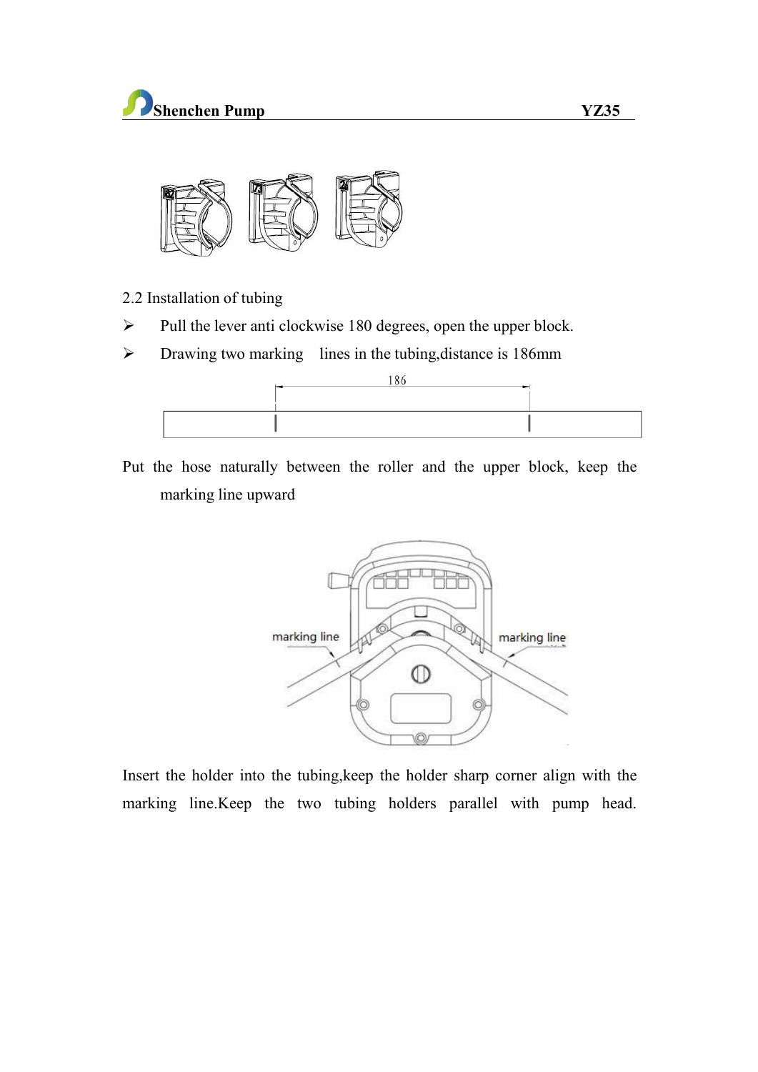2.2 Installation of tubing

- Pull the lever anti clockwise 180 degrees, open the upper block.
- Drawing two marking lines in the tubing,distance is 186mm

186

Put the hose naturally between the roller and the upper block, keep the marking line upward

marking line

marking line

Insert the holder into the tubing,keep the holder sharp corner align with the marking line.Keep the two tubing holders parallel with pump head.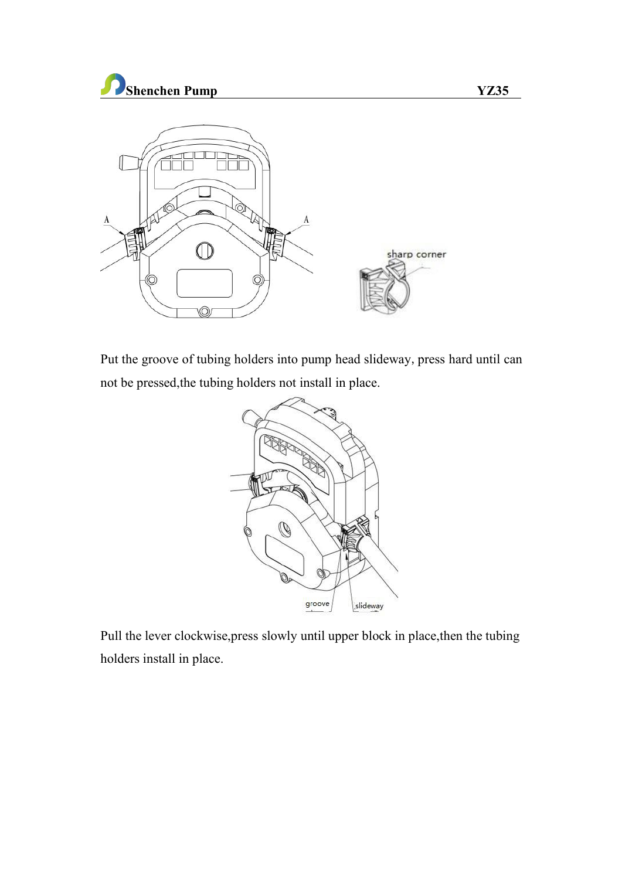Put the groove of tubing holders into pump head slideway, press hard until can not be pressed,the tubing holders not install in place.

Pull the lever clockwise,press slowly until upper block in place,then the tubing holders install in place.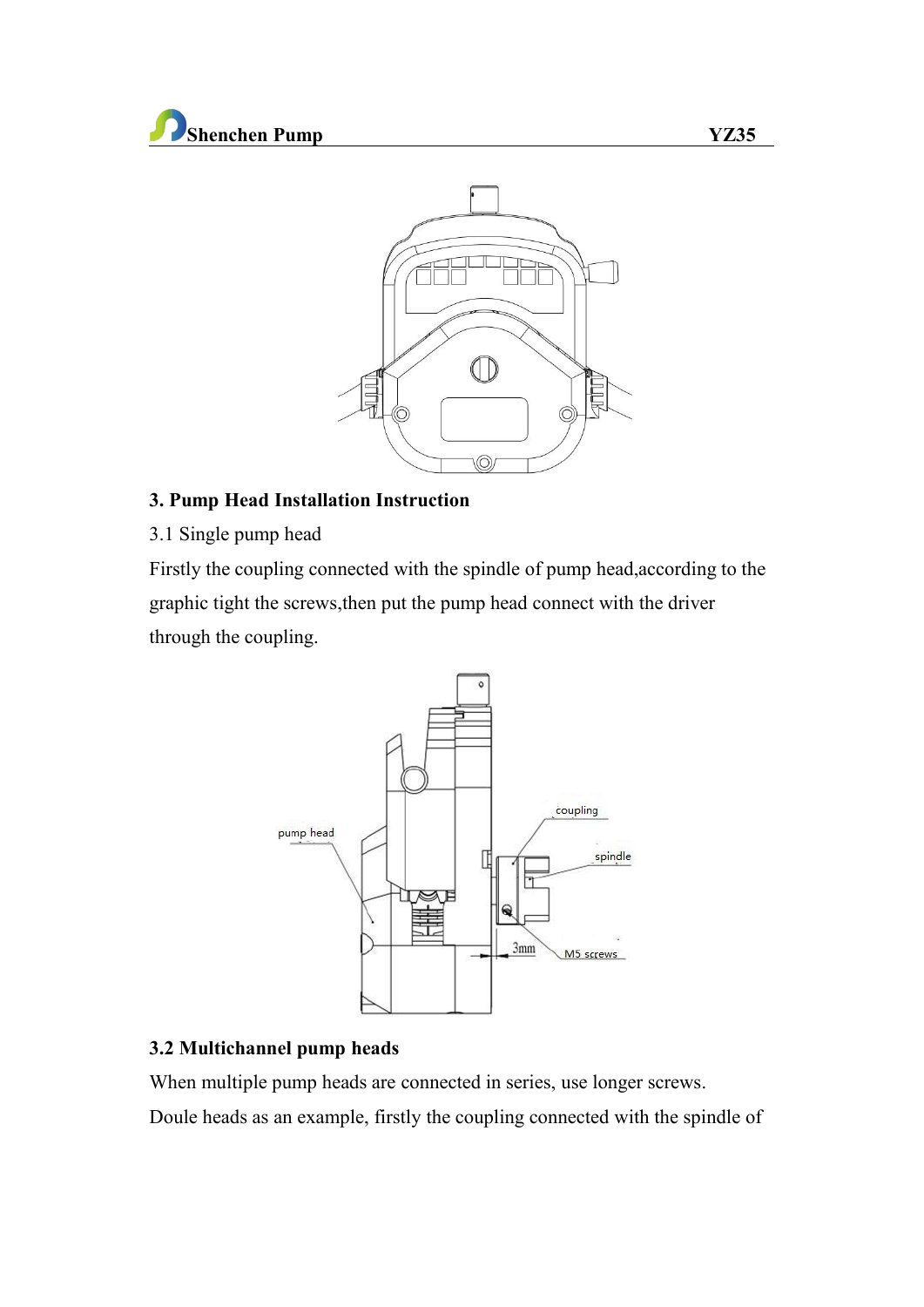## 3. Pump Head Installation Instruction

3.1 Single pump head

Firstly the coupling connected with the spindle of pump head,according to the graphic tight the screws,then put the pump head connect with the driver through the coupling.

pump head

coupling

spindle

3mm

M5 screws

## 3.2 Multichannel pump heads

When multiple pump heads are connected in series, use longer screws.

Doule heads as an example, firstly the coupling connected with the spindle of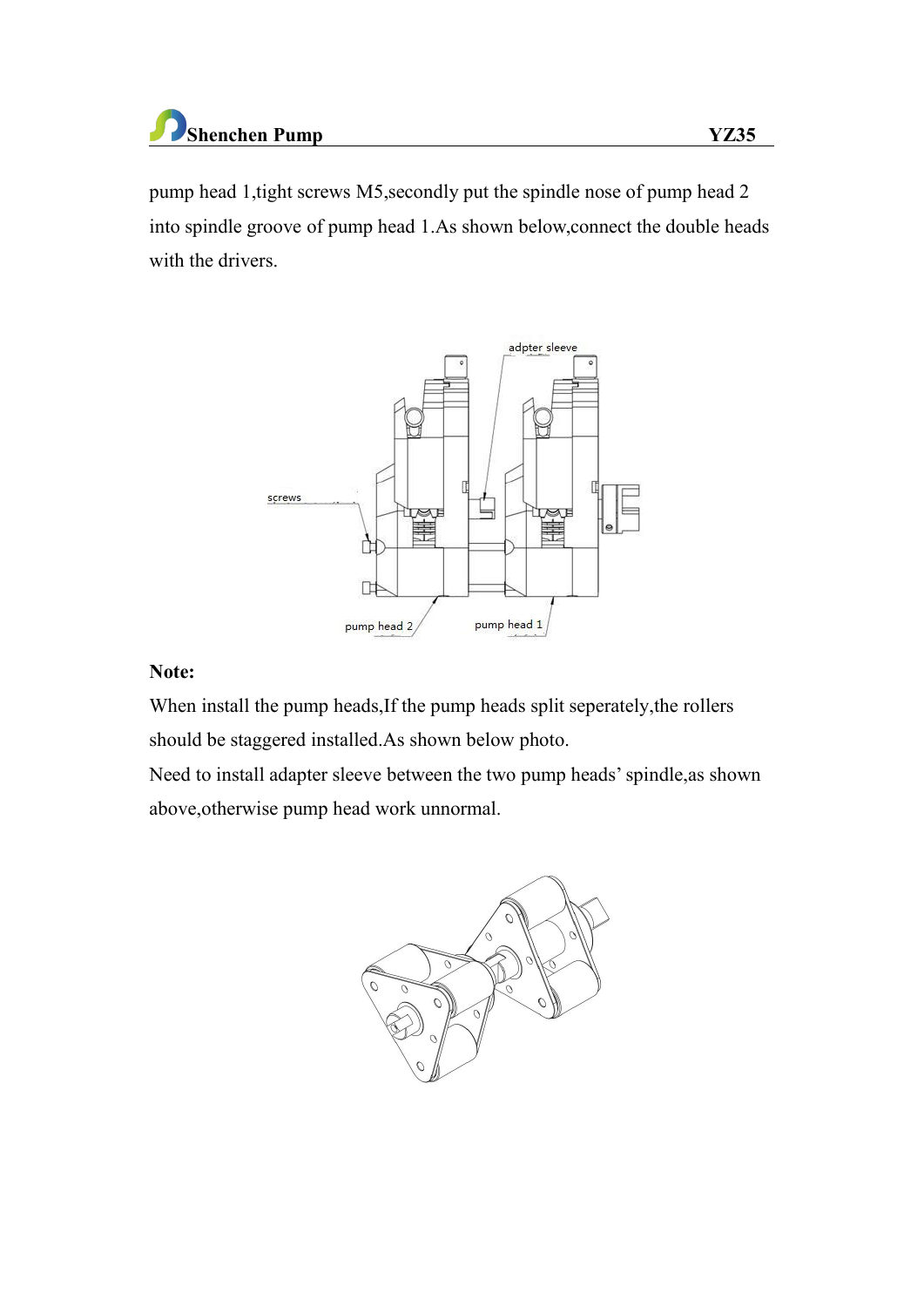pump head 1,tight screws M5,secondly put the spindle nose of pump head 2 into spindle groove of pump head 1.As shown below,connect the double heads with the drivers.

**Note:**

When install the pump heads,If the pump heads split seperately,the rollers should be staggered installed.As shown below photo.

Need to install adapter sleeve between the two pump heads' spindle,as shown above,otherwise pump head work unnormal.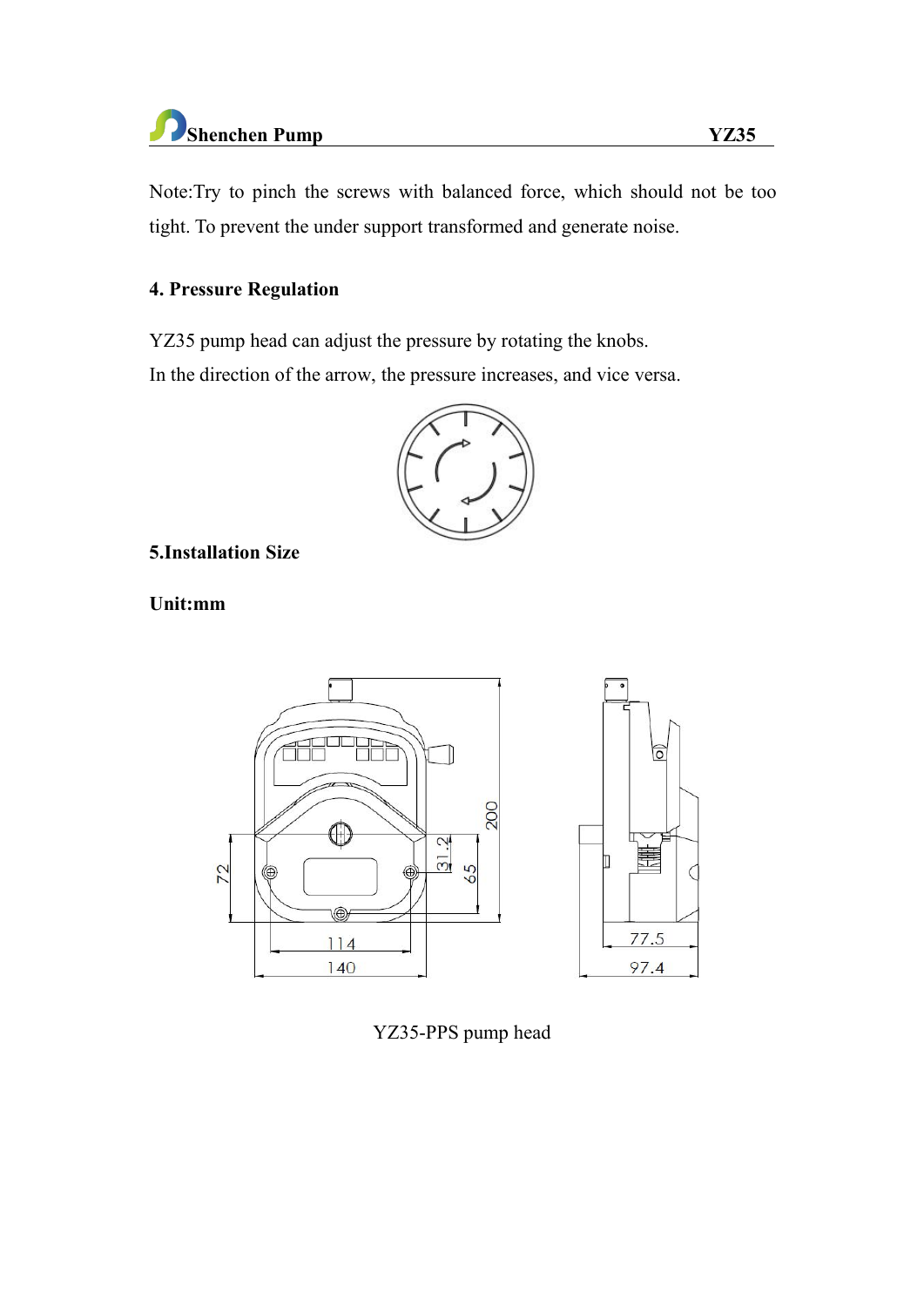Note:Try to pinch the screws with balanced force, which should not be too tight. To prevent the under support transformed and generate noise.

### 4. Pressure Regulation

YZ35 pump head can adjust the pressure by rotating the knobs.
In the direction of the arrow, the pressure increases, and vice versa.

### 5.Installation Size

**Unit:mm**

YZ35-PPS pump head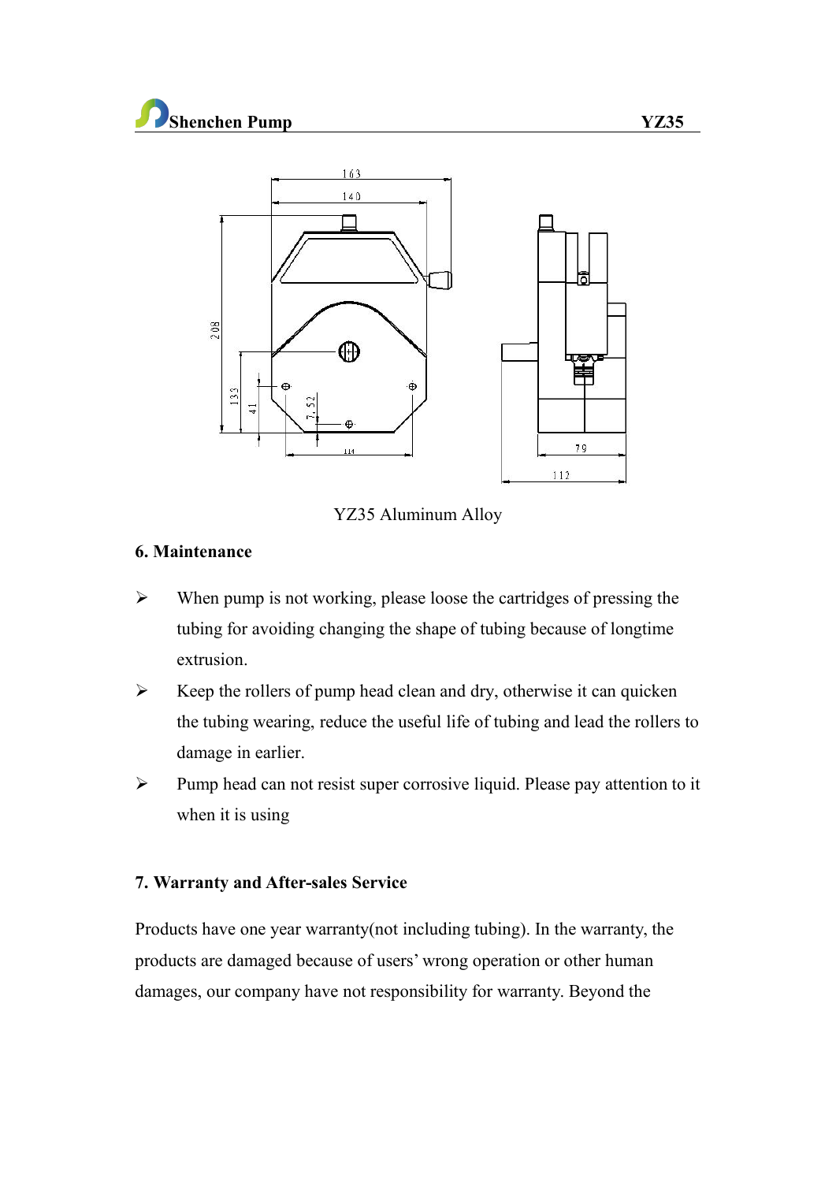YZ35 Aluminum Alloy

## 6. Maintenance

- When pump is not working, please loose the cartridges of pressing the tubing for avoiding changing the shape of tubing because of longtime extrusion.
- Keep the rollers of pump head clean and dry, otherwise it can quicken the tubing wearing, reduce the useful life of tubing and lead the rollers to damage in earlier.
- Pump head can not resist super corrosive liquid. Please pay attention to it when it is using

## 7. Warranty and After-sales Service

Products have one year warranty(not including tubing). In the warranty, the products are damaged because of users' wrong operation or other human damages, our company have not responsibility for warranty. Beyond the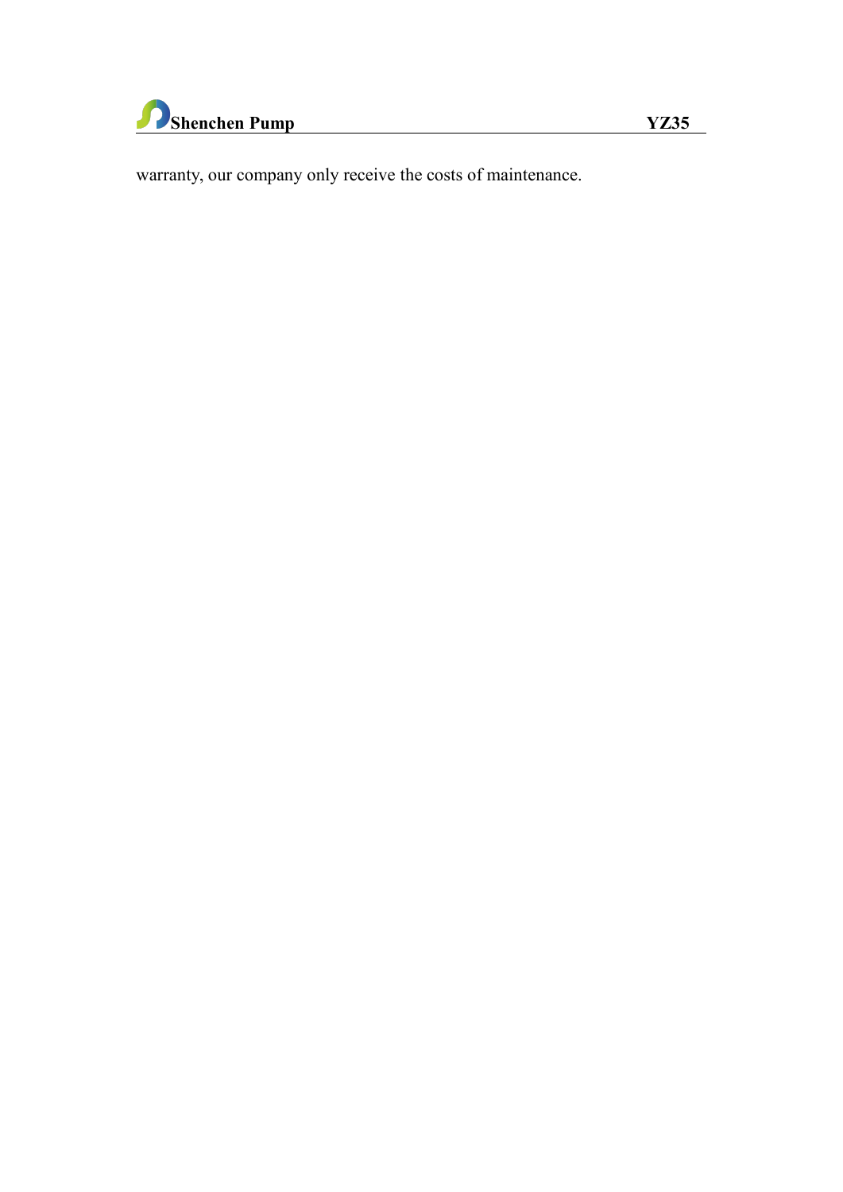warranty, our company only receive the costs of maintenance.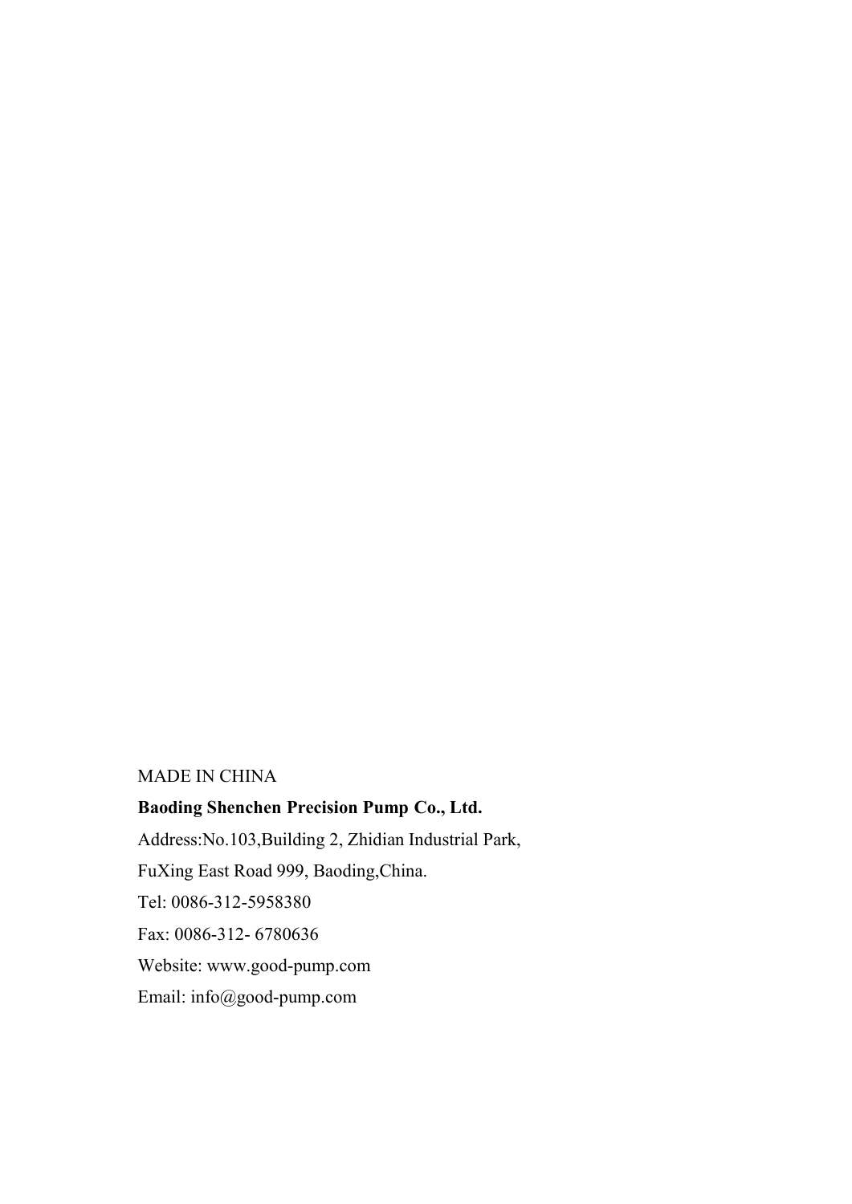MADE IN CHINA

**Baoding Shenchen Precision Pump Co., Ltd.**

Address:No.103,Building 2, Zhidian Industrial Park,

FuXing East Road 999, Baoding,China.

Tel: 0086-312-5958380

Fax: 0086-312- 6780636

Website: www.good-pump.com

Email: info@good-pump.com